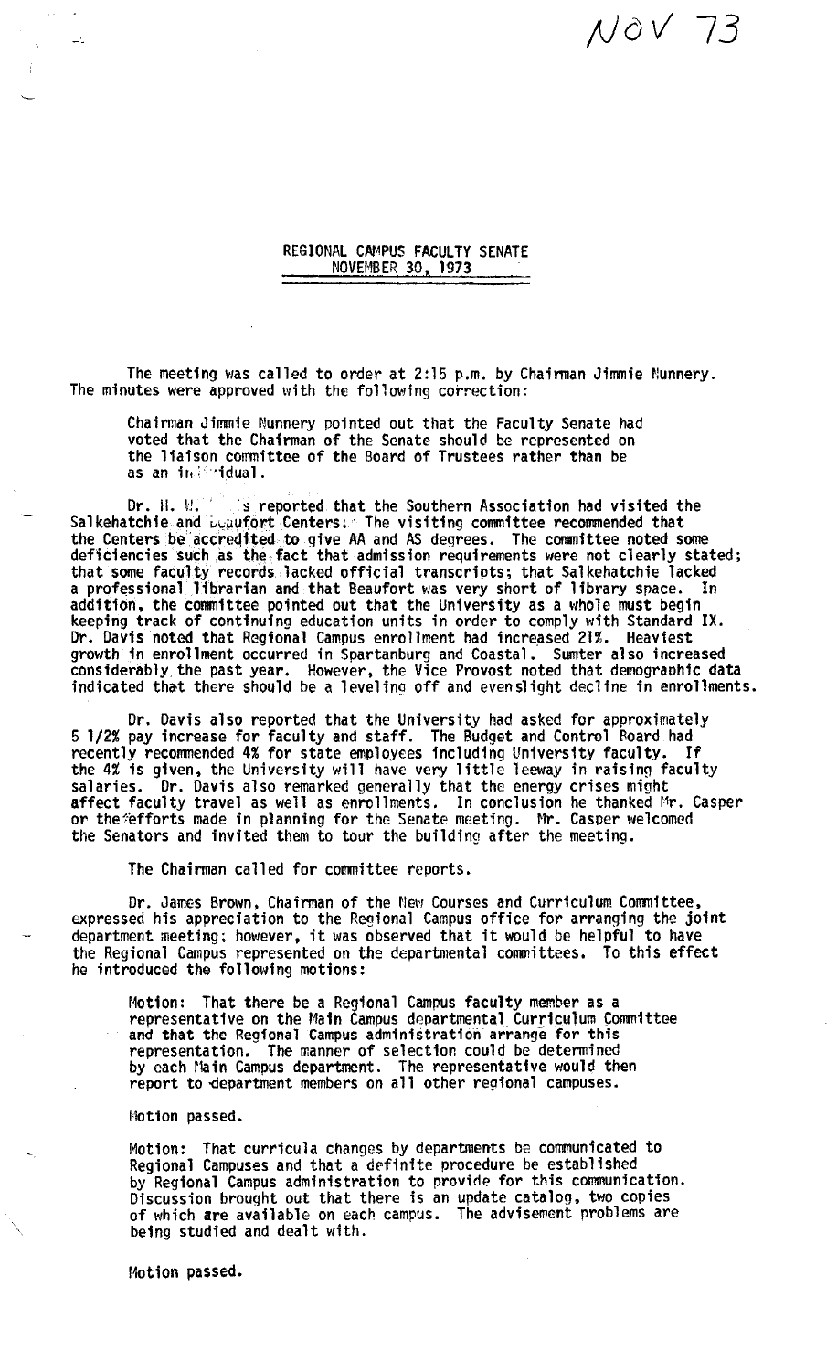NOV 73

# REGIONAL CAMPUS FACULTY SENATE
## NOVEMBER 30, 1973

The meeting was called to order at 2:15 p.m. by Chairman Jimmie Nunnery. The minutes were approved with the following correction:

> Chairman Jimmie Nunnery pointed out that the Faculty Senate had voted that the Chairman of the Senate should be represented on the liaison committee of the Board of Trustees rather than be as an individual.

Dr. H. W. Davis reported that the Southern Association had visited the Salkehatchie and Beaufort Centers. The visiting committee recommended that the Centers be accredited to give AA and AS degrees. The committee noted some deficiencies such as the fact that admission requirements were not clearly stated; that some faculty records lacked official transcripts; that Salkehatchie lacked a professional librarian and that Beaufort was very short of library space. In addition, the committee pointed out that the University as a whole must begin keeping track of continuing education units in order to comply with Standard IX. Dr. Davis noted that Regional Campus enrollment had increased 21%. Heaviest growth in enrollment occurred in Spartanburg and Coastal. Sumter also increased considerably the past year. However, the Vice Provost noted that demographic data indicated that there should be a leveling off and even slight decline in enrollments.

Dr. Davis also reported that the University had asked for approximately 5 1/2% pay increase for faculty and staff. The Budget and Control Board had recently recommended 4% for state employees including University faculty. If the 4% is given, the University will have very little leeway in raising faculty salaries. Dr. Davis also remarked generally that the energy crises might affect faculty travel as well as enrollments. In conclusion he thanked Mr. Casper or the efforts made in planning for the Senate meeting. Mr. Casper welcomed the Senators and invited them to tour the building after the meeting.

The Chairman called for committee reports.

Dr. James Brown, Chairman of the New Courses and Curriculum Committee, expressed his appreciation to the Regional Campus office for arranging the joint department meeting; however, it was observed that it would be helpful to have the Regional Campus represented on the departmental committees. To this effect he introduced the following motions:

> Motion: That there be a Regional Campus faculty member as a representative on the Main Campus departmental Curriculum Committee and that the Regional Campus administration arrange for this representation. The manner of selection could be determined by each Main Campus department. The representative would then report to department members on all other regional campuses.
>
> Motion passed.
>
> Motion: That curricula changes by departments be communicated to Regional Campuses and that a definite procedure be established by Regional Campus administration to provide for this communication. Discussion brought out that there is an update catalog, two copies of which are available on each campus. The advisement problems are being studied and dealt with.
>
> Motion passed.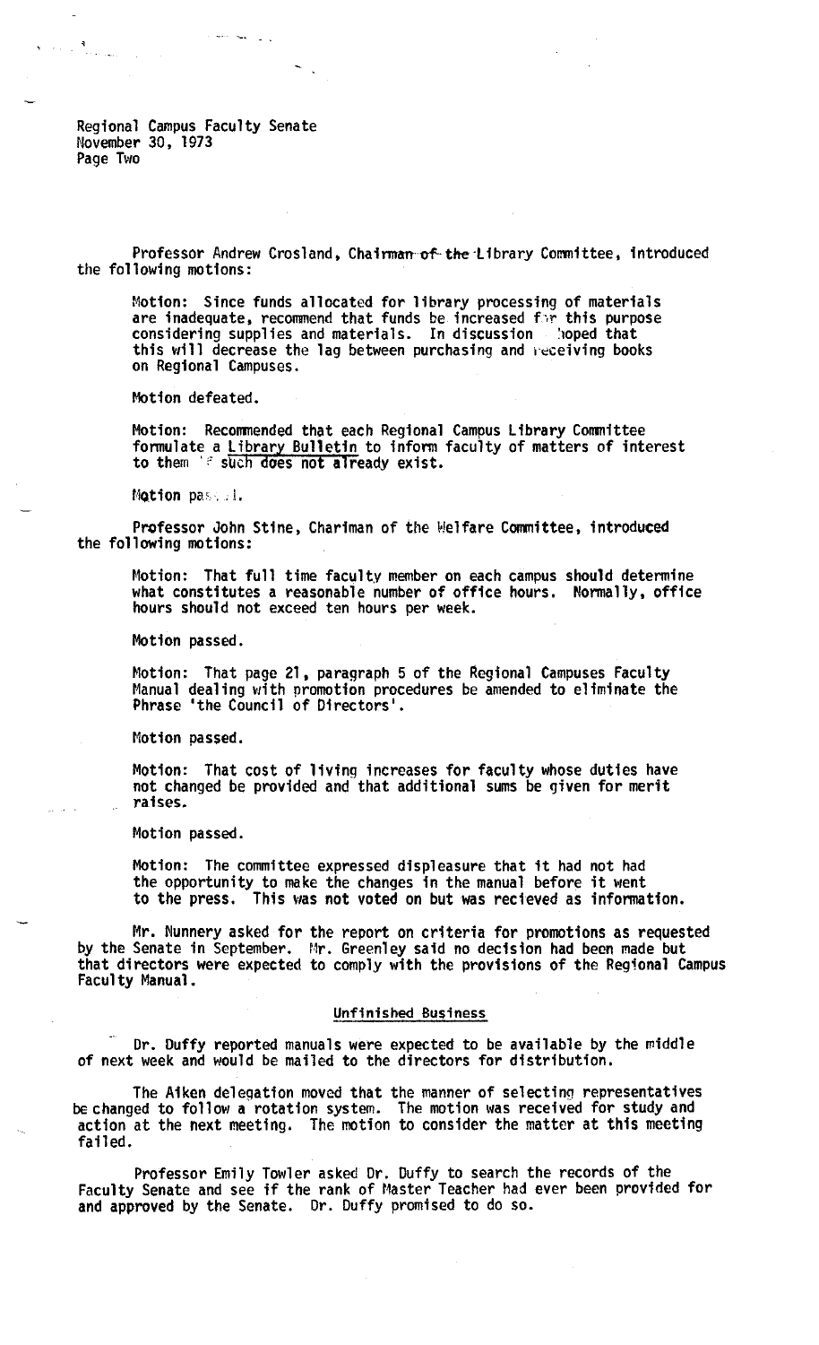Professor Andrew Crosland, Chairman of the Library Committee, introduced the following motions:

> Motion: Since funds allocated for library processing of materials are inadequate, recommend that funds be increased for this purpose considering supplies and materials. In discussion hoped that this will decrease the lag between purchasing and receiving books on Regional Campuses.
>
> Motion defeated.
>
> Motion: Recommended that each Regional Campus Library Committee formulate a Library Bulletin to inform faculty of matters of interest to them if such does not already exist.
>
> Motion passed.

Professor John Stine, Chariman of the Welfare Committee, introduced the following motions:

> Motion: That full time faculty member on each campus should determine what constitutes a reasonable number of office hours. Normally, office hours should not exceed ten hours per week.
>
> Motion passed.
>
> Motion: That page 21, paragraph 5 of the Regional Campuses Faculty Manual dealing with promotion procedures be amended to eliminate the Phrase 'the Council of Directors'.
>
> Motion passed.
>
> Motion: That cost of living increases for faculty whose duties have not changed be provided and that additional sums be given for merit raises.
>
> Motion passed.
>
> Motion: The committee expressed displeasure that it had not had the opportunity to make the changes in the manual before it went to the press. This was not voted on but was recieved as information.

Mr. Nunnery asked for the report on criteria for promotions as requested by the Senate in September. Mr. Greenley said no decision had been made but that directors were expected to comply with the provisions of the Regional Campus Faculty Manual.

## Unfinished Business

Dr. Duffy reported manuals were expected to be available by the middle of next week and would be mailed to the directors for distribution.

The Aiken delegation moved that the manner of selecting representatives be changed to follow a rotation system. The motion was received for study and action at the next meeting. The motion to consider the matter at this meeting failed.

Professor Emily Towler asked Dr. Duffy to search the records of the Faculty Senate and see if the rank of Master Teacher had ever been provided for and approved by the Senate. Dr. Duffy promised to do so.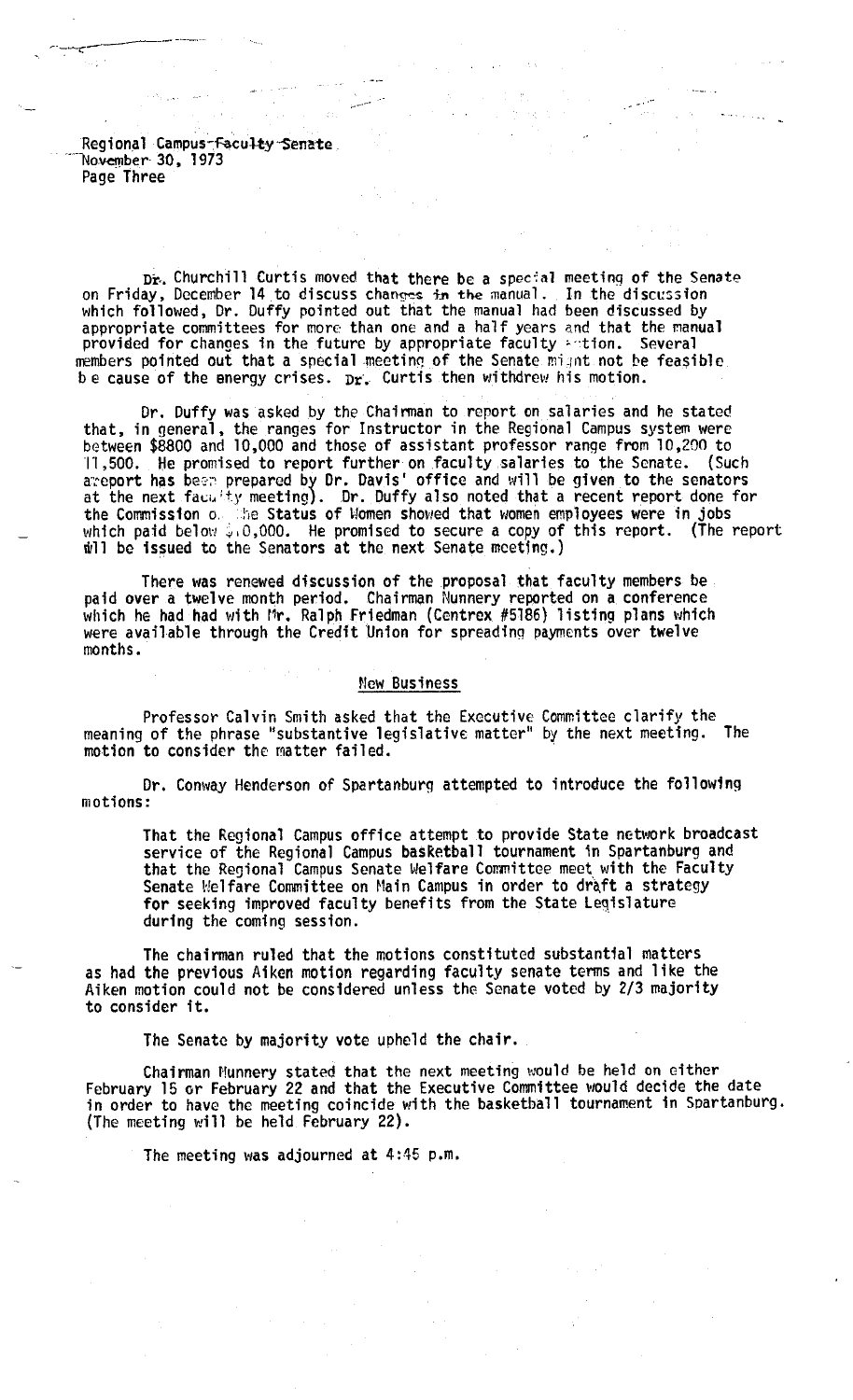Dr. Churchill Curtis moved that there be a special meeting of the Senate on Friday, December 14 to discuss changes in the manual. In the discussion which followed, Dr. Duffy pointed out that the manual had been discussed by appropriate committees for more than one and a half years and that the manual provided for changes in the future by appropriate faculty action. Several members pointed out that a special meeting of the Senate might not be feasible be cause of the energy crises. Dr. Curtis then withdrew his motion.

Dr. Duffy was asked by the Chairman to report on salaries and he stated that, in general, the ranges for Instructor in the Regional Campus system were between $8800 and 10,000 and those of assistant professor range from 10,200 to 11,500. He promised to report further on faculty salaries to the Senate. (Such a report has been prepared by Dr. Davis' office and will be given to the senators at the next faculty meeting). Dr. Duffy also noted that a recent report done for the Commission on the Status of Women showed that women employees were in jobs which paid below $10,000. He promised to secure a copy of this report. (The report will be issued to the Senators at the next Senate meeting.)

There was renewed discussion of the proposal that faculty members be paid over a twelve month period. Chairman Nunnery reported on a conference which he had had with Mr. Ralph Friedman (Centrex #5186) listing plans which were available through the Credit Union for spreading payments over twelve months.

## New Business

Professor Calvin Smith asked that the Executive Committee clarify the meaning of the phrase "substantive legislative matter" by the next meeting. The motion to consider the matter failed.

Dr. Conway Henderson of Spartanburg attempted to introduce the following motions:

> That the Regional Campus office attempt to provide State network broadcast service of the Regional Campus basketball tournament in Spartanburg and that the Regional Campus Senate Welfare Committee meet with the Faculty Senate Welfare Committee on Main Campus in order to draft a strategy for seeking improved faculty benefits from the State Legislature during the coming session.

The chairman ruled that the motions constituted substantial matters as had the previous Aiken motion regarding faculty senate terms and like the Aiken motion could not be considered unless the Senate voted by 2/3 majority to consider it.

The Senate by majority vote upheld the chair.

Chairman Nunnery stated that the next meeting would be held on either February 15 or February 22 and that the Executive Committee would decide the date in order to have the meeting coincide with the basketball tournament in Spartanburg. (The meeting will be held February 22).

The meeting was adjourned at 4:45 p.m.